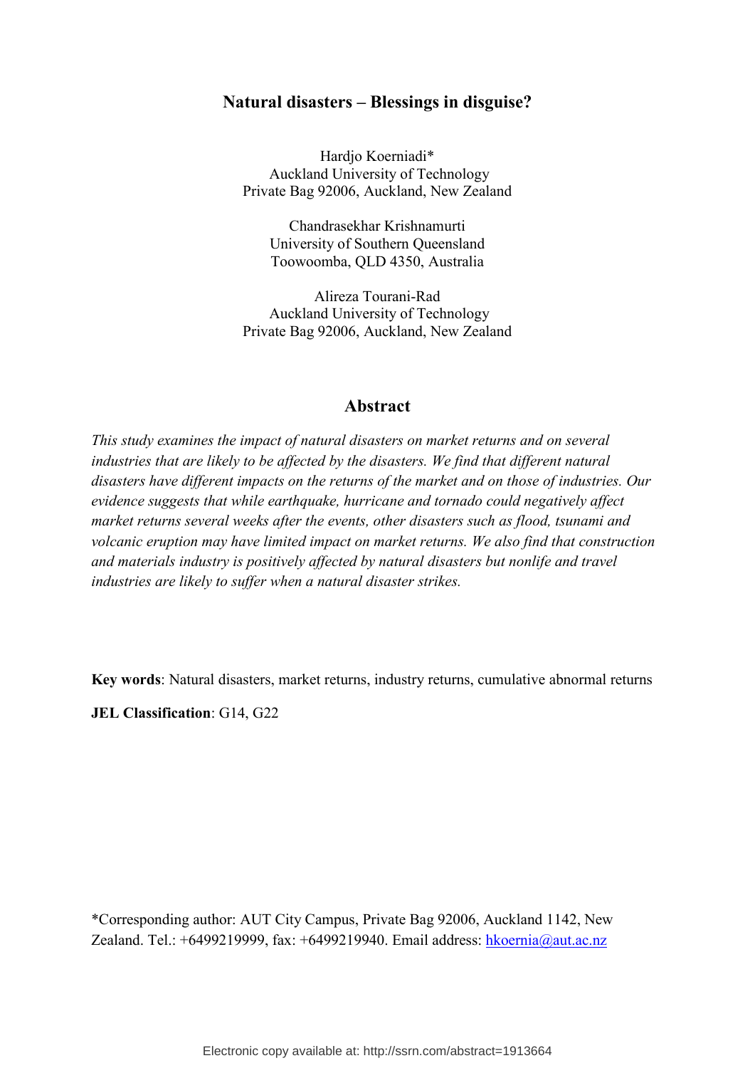# Natural disasters – Blessings in disguise?

Hardjo Koerniadi*
Auckland University of Technology
Private Bag 92006, Auckland, New Zealand

Chandrasekhar Krishnamurti
University of Southern Queensland
Toowoomba, QLD 4350, Australia

Alireza Tourani-Rad
Auckland University of Technology
Private Bag 92006, Auckland, New Zealand

## Abstract

*This study examines the impact of natural disasters on market returns and on several industries that are likely to be affected by the disasters. We find that different natural disasters have different impacts on the returns of the market and on those of industries. Our evidence suggests that while earthquake, hurricane and tornado could negatively affect market returns several weeks after the events, other disasters such as flood, tsunami and volcanic eruption may have limited impact on market returns. We also find that construction and materials industry is positively affected by natural disasters but nonlife and travel industries are likely to suffer when a natural disaster strikes.*

**Key words**: Natural disasters, market returns, industry returns, cumulative abnormal returns

**JEL Classification**: G14, G22

*Corresponding author: AUT City Campus, Private Bag 92006, Auckland 1142, New Zealand. Tel.: +6499219999, fax: +6499219940. Email address: hkoernia@aut.ac.nz

Electronic copy available at: http://ssrn.com/abstract=1913664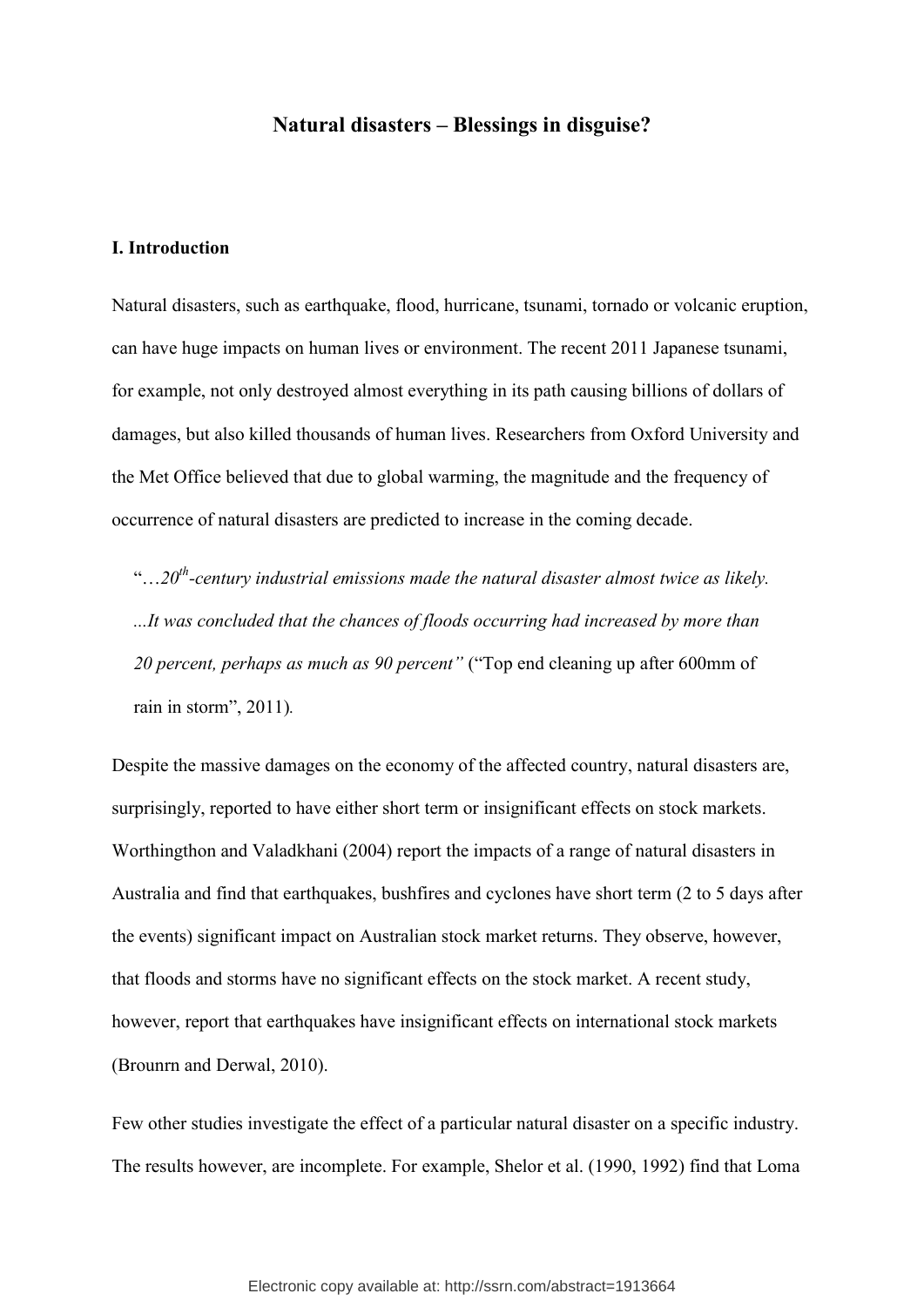## Natural disasters – Blessings in disguise?

### I. Introduction

Natural disasters, such as earthquake, flood, hurricane, tsunami, tornado or volcanic eruption, can have huge impacts on human lives or environment. The recent 2011 Japanese tsunami, for example, not only destroyed almost everything in its path causing billions of dollars of damages, but also killed thousands of human lives. Researchers from Oxford University and the Met Office believed that due to global warming, the magnitude and the frequency of occurrence of natural disasters are predicted to increase in the coming decade.

> "*…20th-century industrial emissions made the natural disaster almost twice as likely. ...It was concluded that the chances of floods occurring had increased by more than 20 percent, perhaps as much as 90 percent"* ("Top end cleaning up after 600mm of rain in storm", 2011).

Despite the massive damages on the economy of the affected country, natural disasters are, surprisingly, reported to have either short term or insignificant effects on stock markets. Worthingthon and Valadkhani (2004) report the impacts of a range of natural disasters in Australia and find that earthquakes, bushfires and cyclones have short term (2 to 5 days after the events) significant impact on Australian stock market returns. They observe, however, that floods and storms have no significant effects on the stock market. A recent study, however, report that earthquakes have insignificant effects on international stock markets (Brounrn and Derwal, 2010).

Few other studies investigate the effect of a particular natural disaster on a specific industry. The results however, are incomplete. For example, Shelor et al. (1990, 1992) find that Loma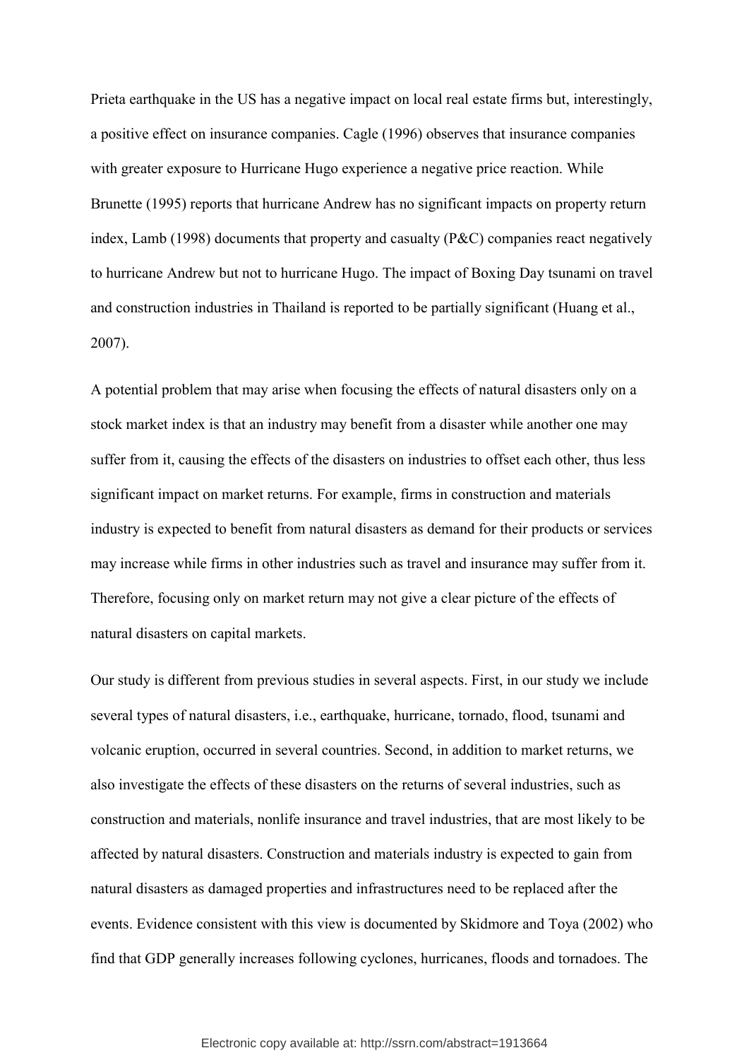Prieta earthquake in the US has a negative impact on local real estate firms but, interestingly, a positive effect on insurance companies. Cagle (1996) observes that insurance companies with greater exposure to Hurricane Hugo experience a negative price reaction. While Brunette (1995) reports that hurricane Andrew has no significant impacts on property return index, Lamb (1998) documents that property and casualty (P&C) companies react negatively to hurricane Andrew but not to hurricane Hugo. The impact of Boxing Day tsunami on travel and construction industries in Thailand is reported to be partially significant (Huang et al., 2007).

A potential problem that may arise when focusing the effects of natural disasters only on a stock market index is that an industry may benefit from a disaster while another one may suffer from it, causing the effects of the disasters on industries to offset each other, thus less significant impact on market returns. For example, firms in construction and materials industry is expected to benefit from natural disasters as demand for their products or services may increase while firms in other industries such as travel and insurance may suffer from it. Therefore, focusing only on market return may not give a clear picture of the effects of natural disasters on capital markets.

Our study is different from previous studies in several aspects. First, in our study we include several types of natural disasters, i.e., earthquake, hurricane, tornado, flood, tsunami and volcanic eruption, occurred in several countries. Second, in addition to market returns, we also investigate the effects of these disasters on the returns of several industries, such as construction and materials, nonlife insurance and travel industries, that are most likely to be affected by natural disasters. Construction and materials industry is expected to gain from natural disasters as damaged properties and infrastructures need to be replaced after the events. Evidence consistent with this view is documented by Skidmore and Toya (2002) who find that GDP generally increases following cyclones, hurricanes, floods and tornadoes. The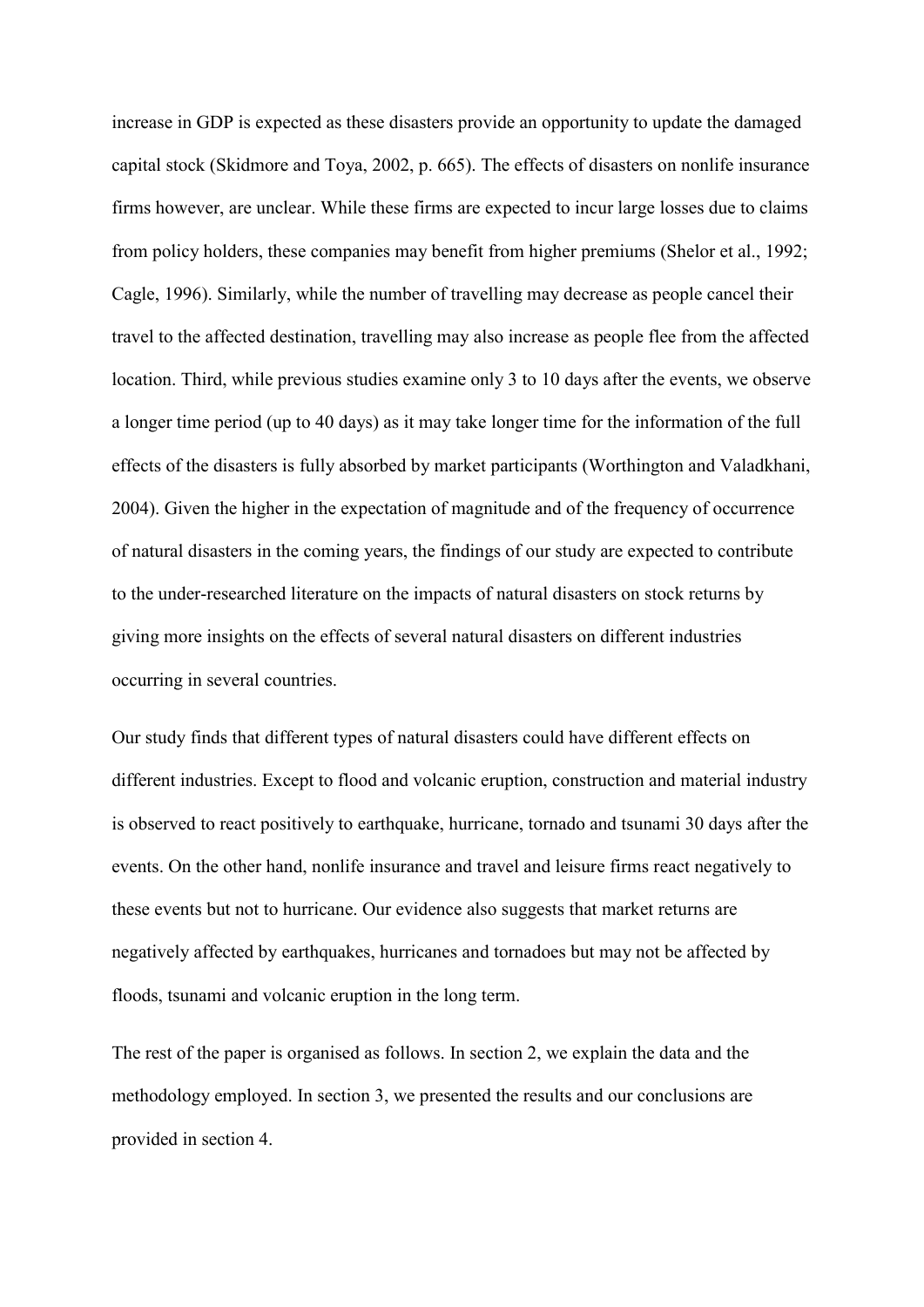increase in GDP is expected as these disasters provide an opportunity to update the damaged capital stock (Skidmore and Toya, 2002, p. 665). The effects of disasters on nonlife insurance firms however, are unclear. While these firms are expected to incur large losses due to claims from policy holders, these companies may benefit from higher premiums (Shelor et al., 1992; Cagle, 1996). Similarly, while the number of travelling may decrease as people cancel their travel to the affected destination, travelling may also increase as people flee from the affected location. Third, while previous studies examine only 3 to 10 days after the events, we observe a longer time period (up to 40 days) as it may take longer time for the information of the full effects of the disasters is fully absorbed by market participants (Worthington and Valadkhani, 2004). Given the higher in the expectation of magnitude and of the frequency of occurrence of natural disasters in the coming years, the findings of our study are expected to contribute to the under-researched literature on the impacts of natural disasters on stock returns by giving more insights on the effects of several natural disasters on different industries occurring in several countries.

Our study finds that different types of natural disasters could have different effects on different industries. Except to flood and volcanic eruption, construction and material industry is observed to react positively to earthquake, hurricane, tornado and tsunami 30 days after the events. On the other hand, nonlife insurance and travel and leisure firms react negatively to these events but not to hurricane. Our evidence also suggests that market returns are negatively affected by earthquakes, hurricanes and tornadoes but may not be affected by floods, tsunami and volcanic eruption in the long term.

The rest of the paper is organised as follows. In section 2, we explain the data and the methodology employed. In section 3, we presented the results and our conclusions are provided in section 4.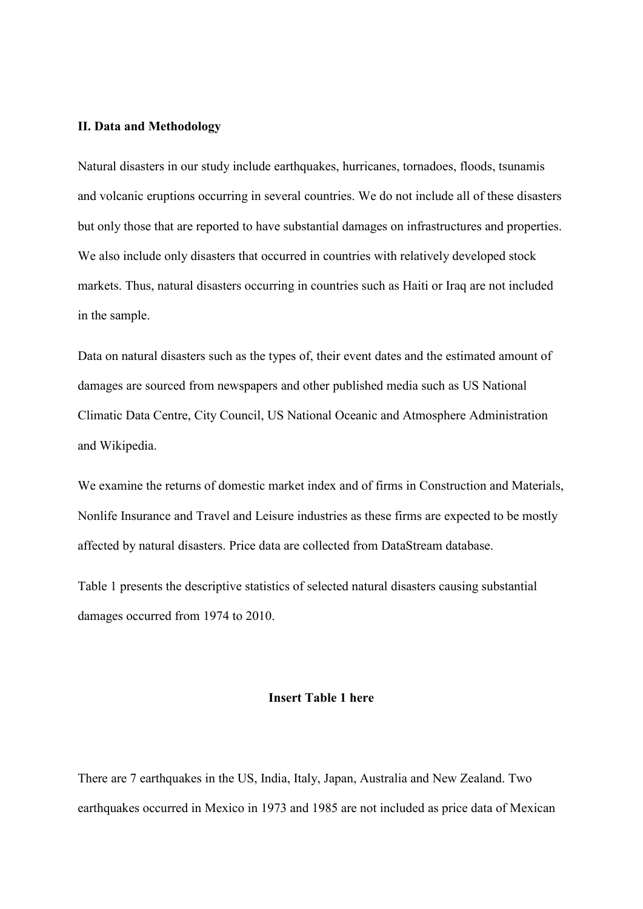## II. Data and Methodology

Natural disasters in our study include earthquakes, hurricanes, tornadoes, floods, tsunamis and volcanic eruptions occurring in several countries. We do not include all of these disasters but only those that are reported to have substantial damages on infrastructures and properties. We also include only disasters that occurred in countries with relatively developed stock markets. Thus, natural disasters occurring in countries such as Haiti or Iraq are not included in the sample.

Data on natural disasters such as the types of, their event dates and the estimated amount of damages are sourced from newspapers and other published media such as US National Climatic Data Centre, City Council, US National Oceanic and Atmosphere Administration and Wikipedia.

We examine the returns of domestic market index and of firms in Construction and Materials, Nonlife Insurance and Travel and Leisure industries as these firms are expected to be mostly affected by natural disasters. Price data are collected from DataStream database.

Table 1 presents the descriptive statistics of selected natural disasters causing substantial damages occurred from 1974 to 2010.

**Insert Table 1 here**

There are 7 earthquakes in the US, India, Italy, Japan, Australia and New Zealand. Two earthquakes occurred in Mexico in 1973 and 1985 are not included as price data of Mexican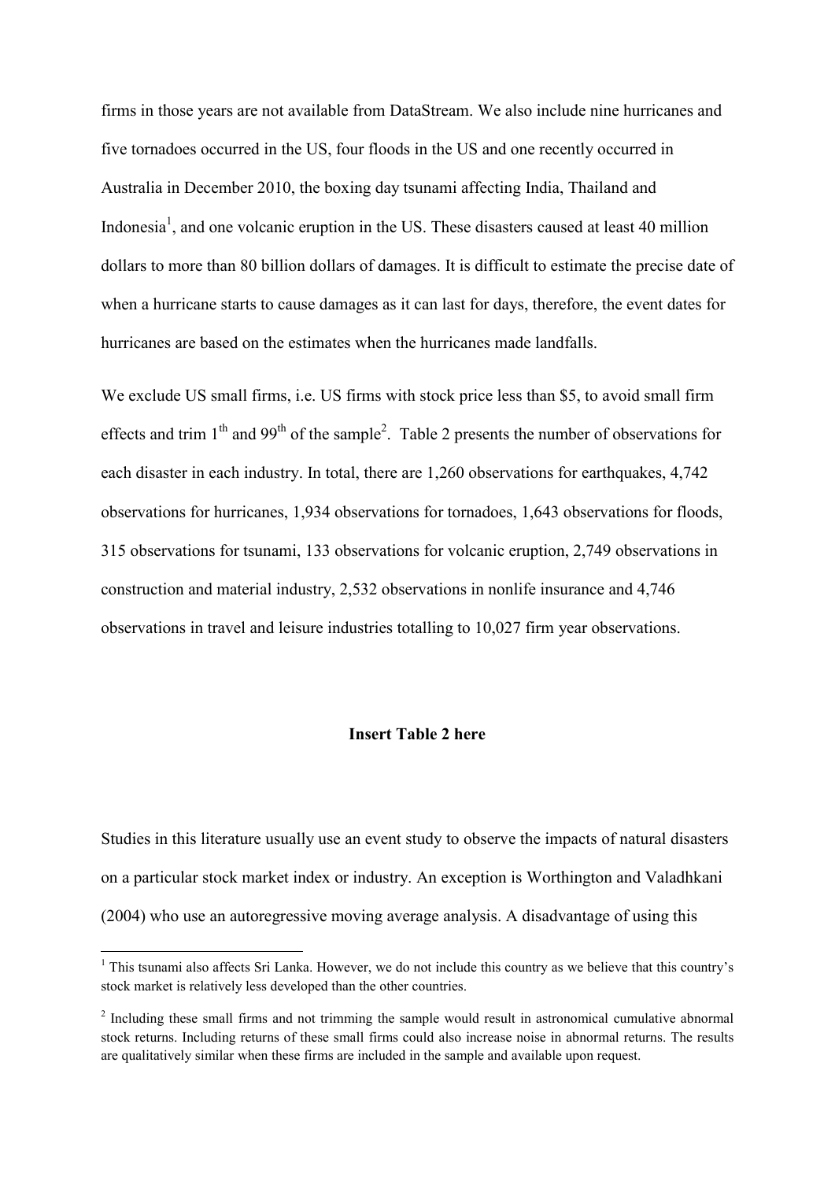firms in those years are not available from DataStream. We also include nine hurricanes and five tornadoes occurred in the US, four floods in the US and one recently occurred in Australia in December 2010, the boxing day tsunami affecting India, Thailand and Indonesia[1], and one volcanic eruption in the US. These disasters caused at least 40 million dollars to more than 80 billion dollars of damages. It is difficult to estimate the precise date of when a hurricane starts to cause damages as it can last for days, therefore, the event dates for hurricanes are based on the estimates when the hurricanes made landfalls.

We exclude US small firms, i.e. US firms with stock price less than \$5, to avoid small firm effects and trim 1[th] and 99[th] of the sample[2]. Table 2 presents the number of observations for each disaster in each industry. In total, there are 1,260 observations for earthquakes, 4,742 observations for hurricanes, 1,934 observations for tornadoes, 1,643 observations for floods, 315 observations for tsunami, 133 observations for volcanic eruption, 2,749 observations in construction and material industry, 2,532 observations in nonlife insurance and 4,746 observations in travel and leisure industries totalling to 10,027 firm year observations.

**Insert Table 2 here**

Studies in this literature usually use an event study to observe the impacts of natural disasters on a particular stock market index or industry. An exception is Worthington and Valadhkani (2004) who use an autoregressive moving average analysis. A disadvantage of using this

[1] This tsunami also affects Sri Lanka. However, we do not include this country as we believe that this country's stock market is relatively less developed than the other countries.

[2] Including these small firms and not trimming the sample would result in astronomical cumulative abnormal stock returns. Including returns of these small firms could also increase noise in abnormal returns. The results are qualitatively similar when these firms are included in the sample and available upon request.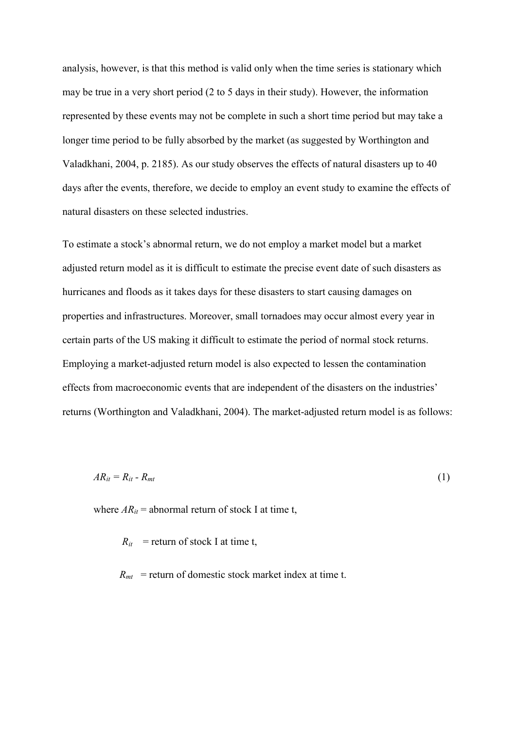analysis, however, is that this method is valid only when the time series is stationary which may be true in a very short period (2 to 5 days in their study). However, the information represented by these events may not be complete in such a short time period but may take a longer time period to be fully absorbed by the market (as suggested by Worthington and Valadkhani, 2004, p. 2185). As our study observes the effects of natural disasters up to 40 days after the events, therefore, we decide to employ an event study to examine the effects of natural disasters on these selected industries.

To estimate a stock's abnormal return, we do not employ a market model but a market adjusted return model as it is difficult to estimate the precise event date of such disasters as hurricanes and floods as it takes days for these disasters to start causing damages on properties and infrastructures. Moreover, small tornadoes may occur almost every year in certain parts of the US making it difficult to estimate the period of normal stock returns. Employing a market-adjusted return model is also expected to lessen the contamination effects from macroeconomic events that are independent of the disasters on the industries' returns (Worthington and Valadkhani, 2004). The market-adjusted return model is as follows:

$$AR_{it} = R_{it} - R_{mt} \tag{1}$$

where $AR_{it}$ = abnormal return of stock I at time t,

$R_{it}$ = return of stock I at time t,

$R_{mt}$ = return of domestic stock market index at time t.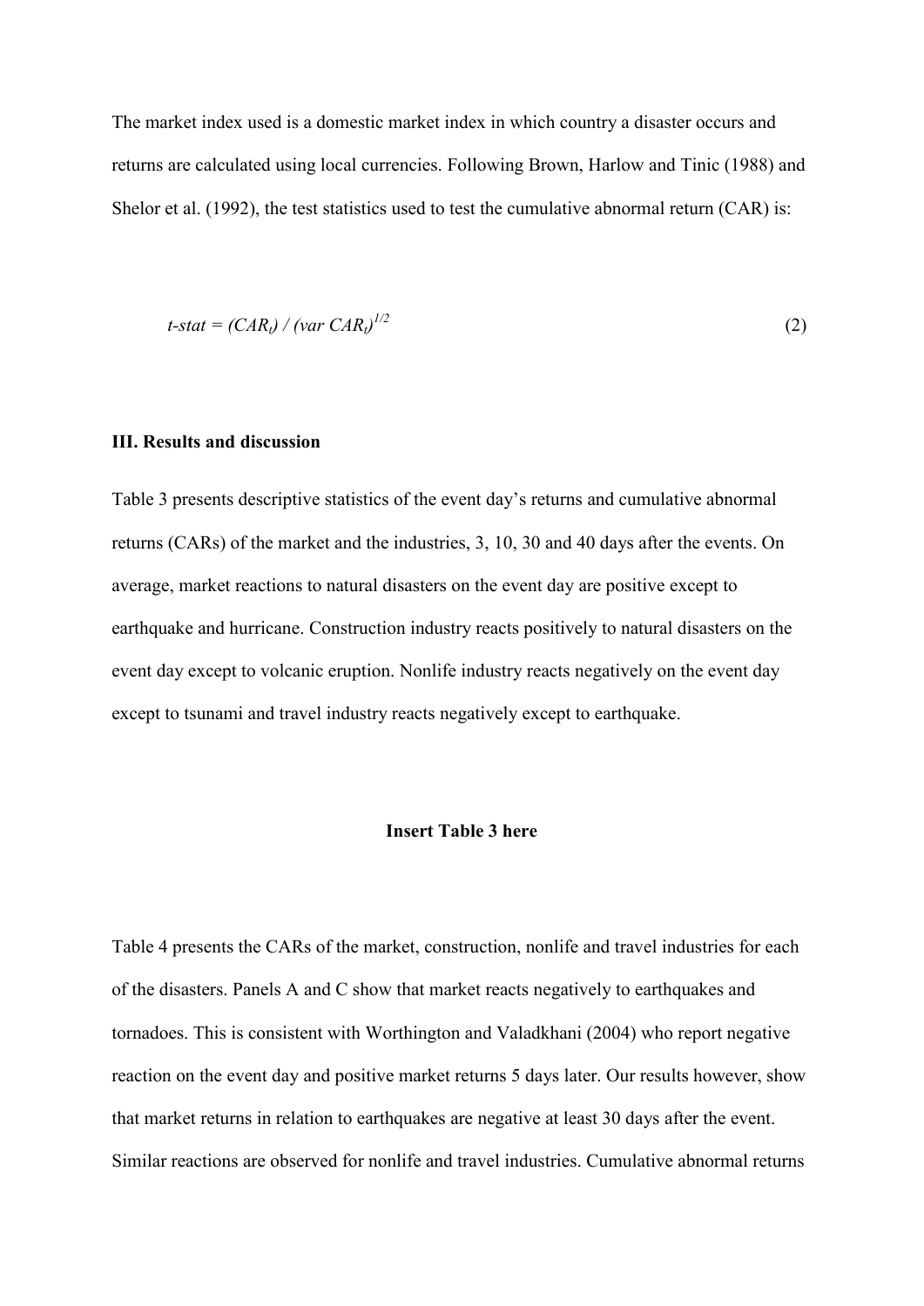The market index used is a domestic market index in which country a disaster occurs and returns are calculated using local currencies. Following Brown, Harlow and Tinic (1988) and Shelor et al. (1992), the test statistics used to test the cumulative abnormal return (CAR) is:

$$t\text{-}stat = (CAR_t) / (var\ CAR_t)^{1/2} \tag{2}$$

## III. Results and discussion

Table 3 presents descriptive statistics of the event day's returns and cumulative abnormal returns (CARs) of the market and the industries, 3, 10, 30 and 40 days after the events. On average, market reactions to natural disasters on the event day are positive except to earthquake and hurricane. Construction industry reacts positively to natural disasters on the event day except to volcanic eruption. Nonlife industry reacts negatively on the event day except to tsunami and travel industry reacts negatively except to earthquake.

**Insert Table 3 here**

Table 4 presents the CARs of the market, construction, nonlife and travel industries for each of the disasters. Panels A and C show that market reacts negatively to earthquakes and tornadoes. This is consistent with Worthington and Valadkhani (2004) who report negative reaction on the event day and positive market returns 5 days later. Our results however, show that market returns in relation to earthquakes are negative at least 30 days after the event. Similar reactions are observed for nonlife and travel industries. Cumulative abnormal returns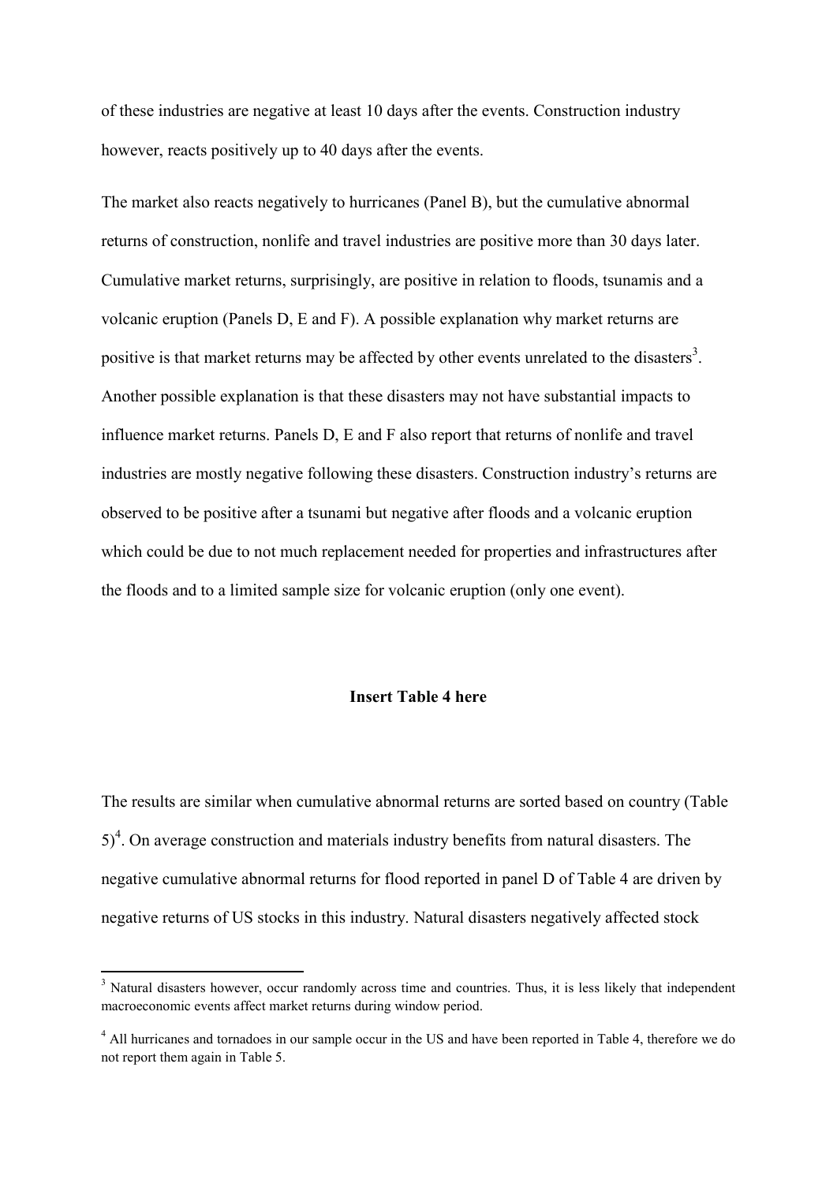of these industries are negative at least 10 days after the events. Construction industry however, reacts positively up to 40 days after the events.

The market also reacts negatively to hurricanes (Panel B), but the cumulative abnormal returns of construction, nonlife and travel industries are positive more than 30 days later. Cumulative market returns, surprisingly, are positive in relation to floods, tsunamis and a volcanic eruption (Panels D, E and F). A possible explanation why market returns are positive is that market returns may be affected by other events unrelated to the disasters[3]. Another possible explanation is that these disasters may not have substantial impacts to influence market returns. Panels D, E and F also report that returns of nonlife and travel industries are mostly negative following these disasters. Construction industry's returns are observed to be positive after a tsunami but negative after floods and a volcanic eruption which could be due to not much replacement needed for properties and infrastructures after the floods and to a limited sample size for volcanic eruption (only one event).

**Insert Table 4 here**

The results are similar when cumulative abnormal returns are sorted based on country (Table 5)[4]. On average construction and materials industry benefits from natural disasters. The negative cumulative abnormal returns for flood reported in panel D of Table 4 are driven by negative returns of US stocks in this industry. Natural disasters negatively affected stock

[3] Natural disasters however, occur randomly across time and countries. Thus, it is less likely that independent macroeconomic events affect market returns during window period.

[4] All hurricanes and tornadoes in our sample occur in the US and have been reported in Table 4, therefore we do not report them again in Table 5.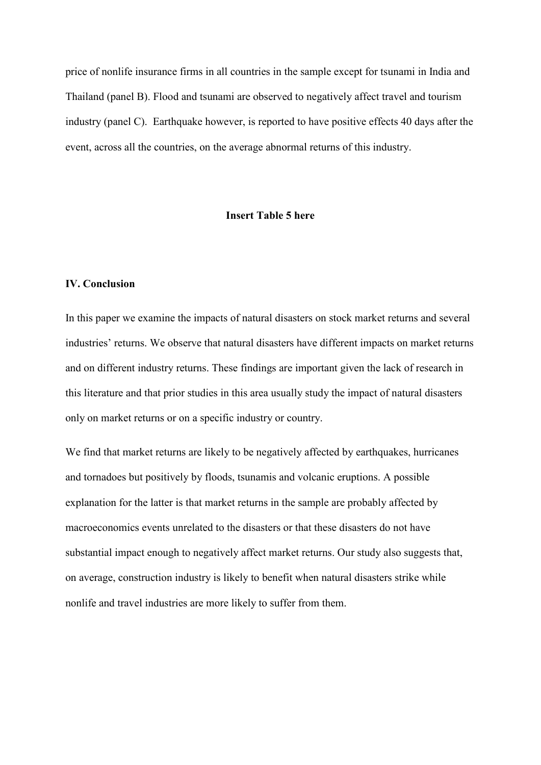price of nonlife insurance firms in all countries in the sample except for tsunami in India and Thailand (panel B). Flood and tsunami are observed to negatively affect travel and tourism industry (panel C). Earthquake however, is reported to have positive effects 40 days after the event, across all the countries, on the average abnormal returns of this industry.

**Insert Table 5 here**

## IV. Conclusion

In this paper we examine the impacts of natural disasters on stock market returns and several industries' returns. We observe that natural disasters have different impacts on market returns and on different industry returns. These findings are important given the lack of research in this literature and that prior studies in this area usually study the impact of natural disasters only on market returns or on a specific industry or country.

We find that market returns are likely to be negatively affected by earthquakes, hurricanes and tornadoes but positively by floods, tsunamis and volcanic eruptions. A possible explanation for the latter is that market returns in the sample are probably affected by macroeconomics events unrelated to the disasters or that these disasters do not have substantial impact enough to negatively affect market returns. Our study also suggests that, on average, construction industry is likely to benefit when natural disasters strike while nonlife and travel industries are more likely to suffer from them.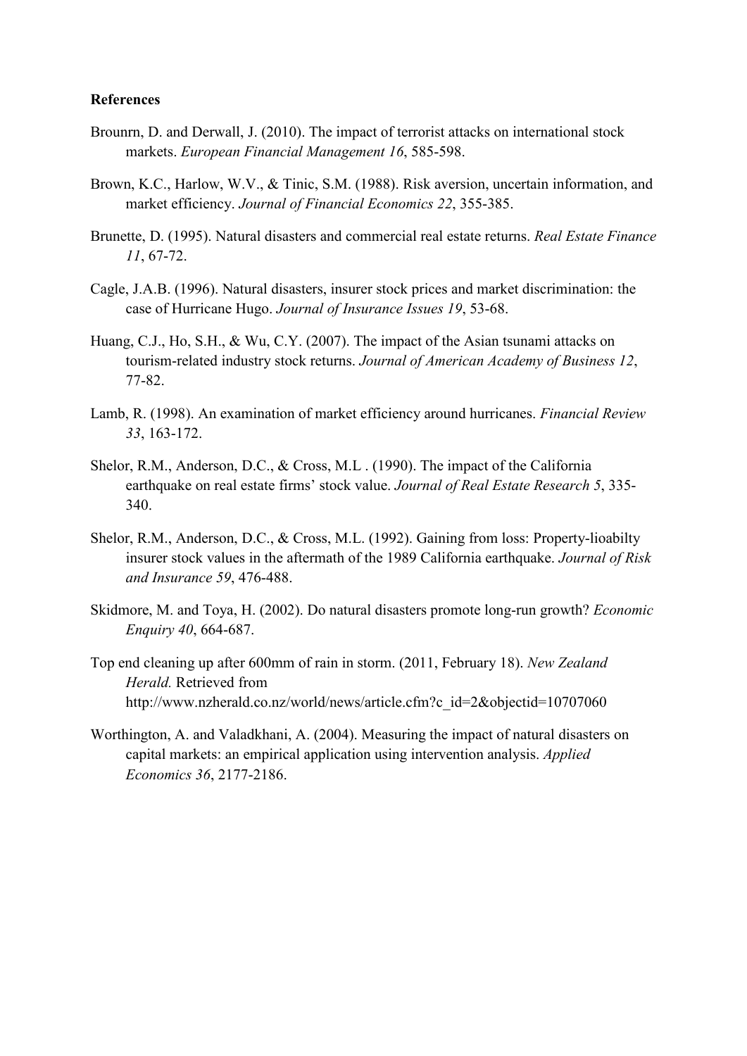**References**

Brounrn, D. and Derwall, J. (2010). The impact of terrorist attacks on international stock markets. *European Financial Management 16*, 585-598.

Brown, K.C., Harlow, W.V., & Tinic, S.M. (1988). Risk aversion, uncertain information, and market efficiency. *Journal of Financial Economics 22*, 355-385.

Brunette, D. (1995). Natural disasters and commercial real estate returns. *Real Estate Finance 11*, 67-72.

Cagle, J.A.B. (1996). Natural disasters, insurer stock prices and market discrimination: the case of Hurricane Hugo. *Journal of Insurance Issues 19*, 53-68.

Huang, C.J., Ho, S.H., & Wu, C.Y. (2007). The impact of the Asian tsunami attacks on tourism-related industry stock returns. *Journal of American Academy of Business 12*, 77-82.

Lamb, R. (1998). An examination of market efficiency around hurricanes. *Financial Review 33*, 163-172.

Shelor, R.M., Anderson, D.C., & Cross, M.L . (1990). The impact of the California earthquake on real estate firms' stock value. *Journal of Real Estate Research 5*, 335-340.

Shelor, R.M., Anderson, D.C., & Cross, M.L. (1992). Gaining from loss: Property-lioabilty insurer stock values in the aftermath of the 1989 California earthquake. *Journal of Risk and Insurance 59*, 476-488.

Skidmore, M. and Toya, H. (2002). Do natural disasters promote long-run growth? *Economic Enquiry 40*, 664-687.

Top end cleaning up after 600mm of rain in storm. (2011, February 18). *New Zealand Herald.* Retrieved from http://www.nzherald.co.nz/world/news/article.cfm?c_id=2&objectid=10707060

Worthington, A. and Valadkhani, A. (2004). Measuring the impact of natural disasters on capital markets: an empirical application using intervention analysis. *Applied Economics 36*, 2177-2186.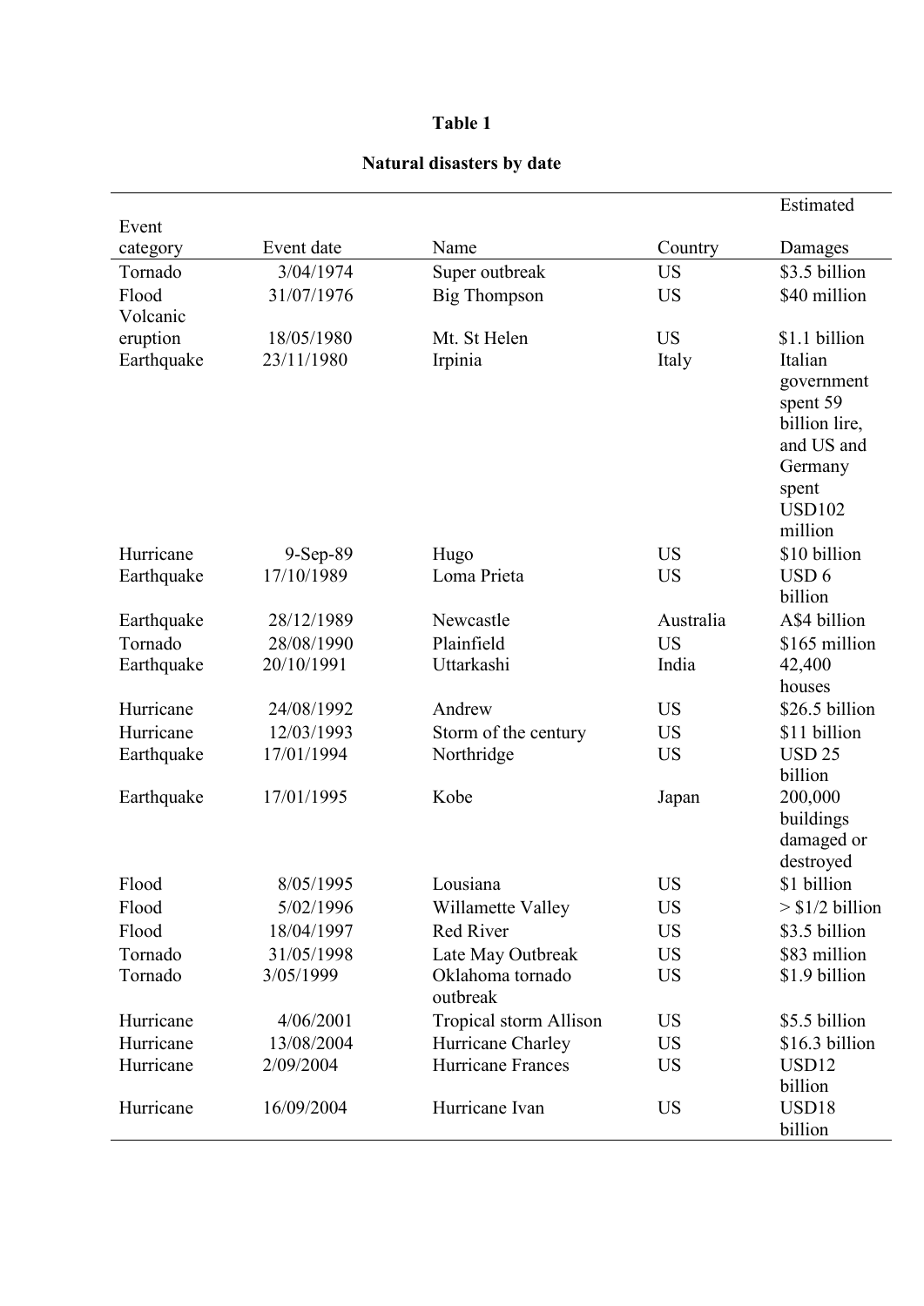**Table 1**

**Natural disasters by date**

| Event category | Event date | Name | Country | Estimated Damages |
|---|---|---|---|---|
| Tornado | 3/04/1974 | Super outbreak | US | $3.5 billion |
| Flood | 31/07/1976 | Big Thompson | US | $40 million |
| Volcanic eruption | 18/05/1980 | Mt. St Helen | US | $1.1 billion |
| Earthquake | 23/11/1980 | Irpinia | Italy | Italian government spent 59 billion lire, and US and Germany spent USD102 million |
| Hurricane | 9-Sep-89 | Hugo | US | $10 billion |
| Earthquake | 17/10/1989 | Loma Prieta | US | USD 6 billion |
| Earthquake | 28/12/1989 | Newcastle | Australia | A$4 billion |
| Tornado | 28/08/1990 | Plainfield | US | $165 million |
| Earthquake | 20/10/1991 | Uttarkashi | India | 42,400 houses |
| Hurricane | 24/08/1992 | Andrew | US | $26.5 billion |
| Hurricane | 12/03/1993 | Storm of the century | US | $11 billion |
| Earthquake | 17/01/1994 | Northridge | US | USD 25 billion |
| Earthquake | 17/01/1995 | Kobe | Japan | 200,000 buildings damaged or destroyed |
| Flood | 8/05/1995 | Lousiana | US | $1 billion |
| Flood | 5/02/1996 | Willamette Valley | US | > $1/2 billion |
| Flood | 18/04/1997 | Red River | US | $3.5 billion |
| Tornado | 31/05/1998 | Late May Outbreak | US | $83 million |
| Tornado | 3/05/1999 | Oklahoma tornado outbreak | US | $1.9 billion |
| Hurricane | 4/06/2001 | Tropical storm Allison | US | $5.5 billion |
| Hurricane | 13/08/2004 | Hurricane Charley | US | $16.3 billion |
| Hurricane | 2/09/2004 | Hurricane Frances | US | USD12 billion |
| Hurricane | 16/09/2004 | Hurricane Ivan | US | USD18 billion |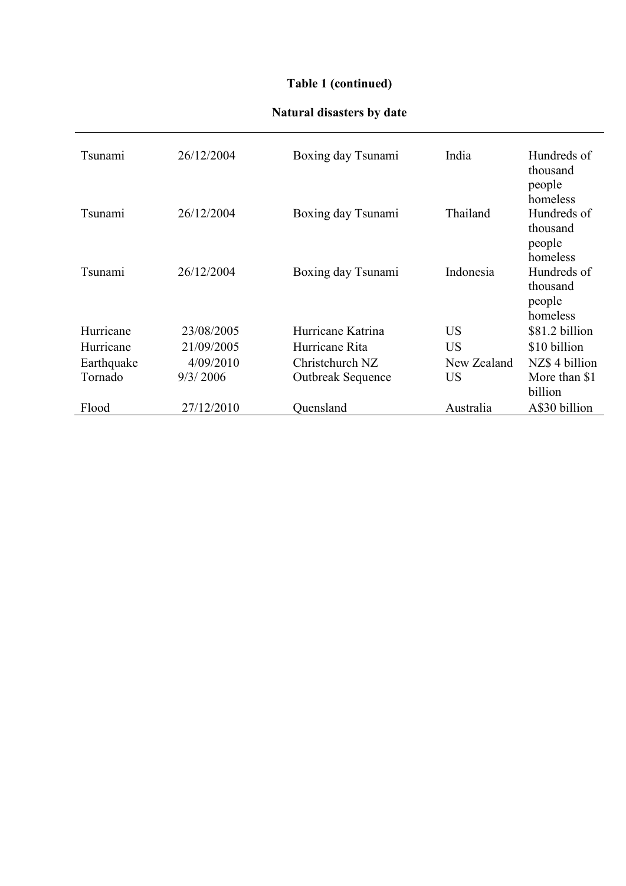**Table 1 (continued)**

**Natural disasters by date**

| | | | | |
|---|---|---|---|---|
| Tsunami | 26/12/2004 | Boxing day Tsunami | India | Hundreds of thousand people homeless |
| Tsunami | 26/12/2004 | Boxing day Tsunami | Thailand | Hundreds of thousand people homeless |
| Tsunami | 26/12/2004 | Boxing day Tsunami | Indonesia | Hundreds of thousand people homeless |
| Hurricane | 23/08/2005 | Hurricane Katrina | US | $81.2 billion |
| Hurricane | 21/09/2005 | Hurricane Rita | US | $10 billion |
| Earthquake | 4/09/2010 | Christchurch NZ | New Zealand | NZ$ 4 billion |
| Tornado | 9/3/ 2006 | Outbreak Sequence | US | More than $1 billion |
| Flood | 27/12/2010 | Queensland | Australia | A$30 billion |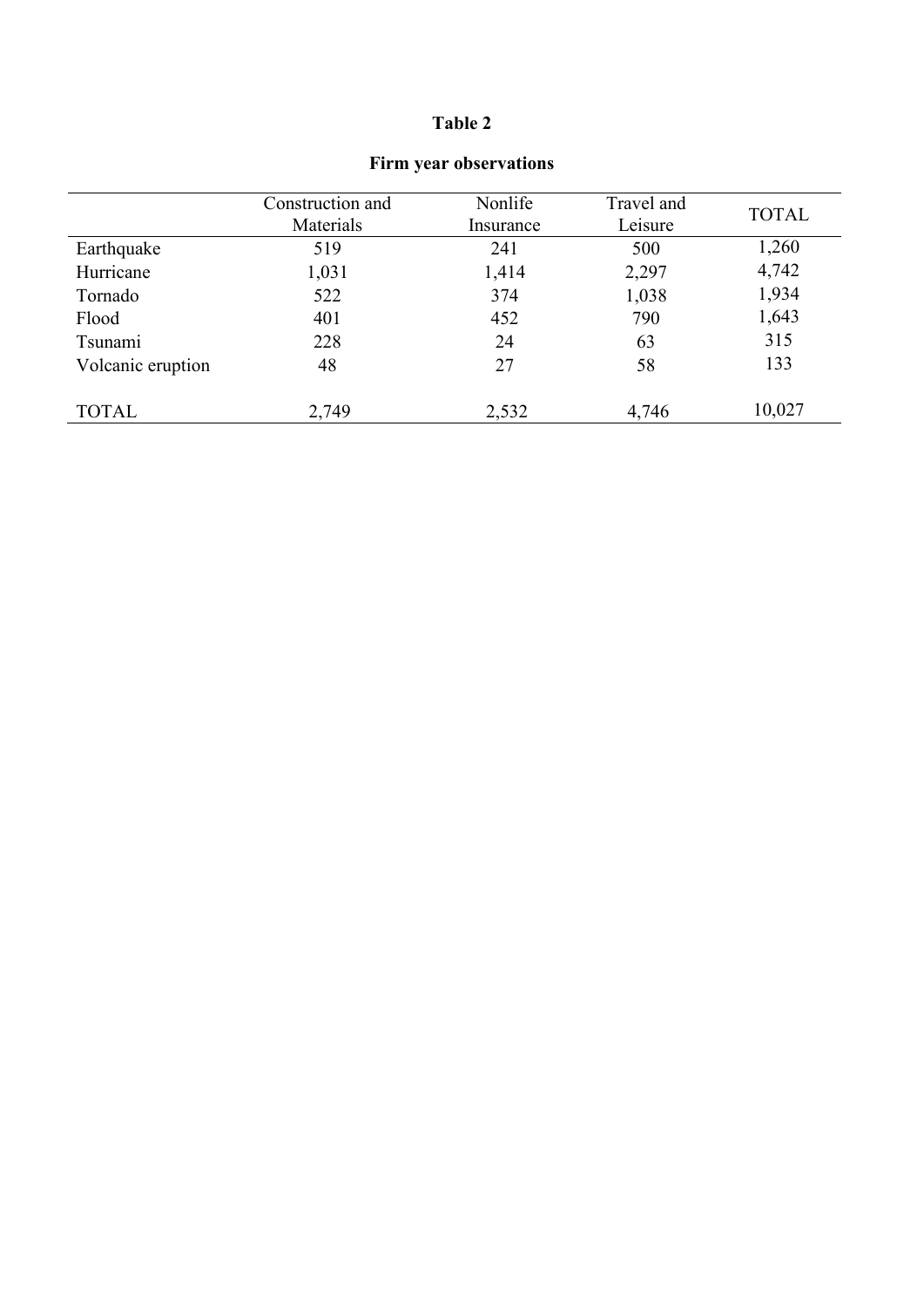**Table 2**

**Firm year observations**

| | Construction and Materials | Nonlife Insurance | Travel and Leisure | TOTAL |
|---|---|---|---|---|
| Earthquake | 519 | 241 | 500 | 1,260 |
| Hurricane | 1,031 | 1,414 | 2,297 | 4,742 |
| Tornado | 522 | 374 | 1,038 | 1,934 |
| Flood | 401 | 452 | 790 | 1,643 |
| Tsunami | 228 | 24 | 63 | 315 |
| Volcanic eruption | 48 | 27 | 58 | 133 |
| TOTAL | 2,749 | 2,532 | 4,746 | 10,027 |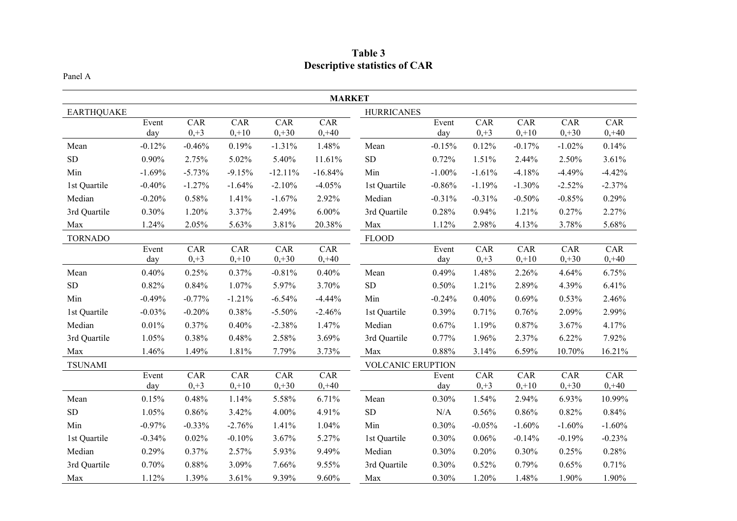# Table 3
# Descriptive statistics of CAR

Panel A

**MARKET**

**EARTHQUAKE**

| | Event day | CAR 0,+3 | CAR 0,+10 | CAR 0,+30 | CAR 0,+40 |
|---|---|---|---|---|---|
| Mean | -0.12% | -0.46% | 0.19% | -1.31% | 1.48% |
| SD | 0.90% | 2.75% | 5.02% | 5.40% | 11.61% |
| Min | -1.69% | -5.73% | -9.15% | -12.11% | -16.84% |
| 1st Quartile | -0.40% | -1.27% | -1.64% | -2.10% | -4.05% |
| Median | -0.20% | 0.58% | 1.41% | -1.67% | 2.92% |
| 3rd Quartile | 0.30% | 1.20% | 3.37% | 2.49% | 6.00% |
| Max | 1.24% | 2.05% | 5.63% | 3.81% | 20.38% |

**HURRICANES**

| | Event day | CAR 0,+3 | CAR 0,+10 | CAR 0,+30 | CAR 0,+40 |
|---|---|---|---|---|---|
| Mean | -0.15% | 0.12% | -0.17% | -1.02% | 0.14% |
| SD | 0.72% | 1.51% | 2.44% | 2.50% | 3.61% |
| Min | -1.00% | -1.61% | -4.18% | -4.49% | -4.42% |
| 1st Quartile | -0.86% | -1.19% | -1.30% | -2.52% | -2.37% |
| Median | -0.31% | -0.31% | -0.50% | -0.85% | 0.29% |
| 3rd Quartile | 0.28% | 0.94% | 1.21% | 0.27% | 2.27% |
| Max | 1.12% | 2.98% | 4.13% | 3.78% | 5.68% |

**TORNADO**

| | Event day | CAR 0,+3 | CAR 0,+10 | CAR 0,+30 | CAR 0,+40 |
|---|---|---|---|---|---|
| Mean | 0.40% | 0.25% | 0.37% | -0.81% | 0.40% |
| SD | 0.82% | 0.84% | 1.07% | 5.97% | 3.70% |
| Min | -0.49% | -0.77% | -1.21% | -6.54% | -4.44% |
| 1st Quartile | -0.03% | -0.20% | 0.38% | -5.50% | -2.46% |
| Median | 0.01% | 0.37% | 0.40% | -2.38% | 1.47% |
| 3rd Quartile | 1.05% | 0.38% | 0.48% | 2.58% | 3.69% |
| Max | 1.46% | 1.49% | 1.81% | 7.79% | 3.73% |

**FLOOD**

| | Event day | CAR 0,+3 | CAR 0,+10 | CAR 0,+30 | CAR 0,+40 |
|---|---|---|---|---|---|
| Mean | 0.49% | 1.48% | 2.26% | 4.64% | 6.75% |
| SD | 0.50% | 1.21% | 2.89% | 4.39% | 6.41% |
| Min | -0.24% | 0.40% | 0.69% | 0.53% | 2.46% |
| 1st Quartile | 0.39% | 0.71% | 0.76% | 2.09% | 2.99% |
| Median | 0.67% | 1.19% | 0.87% | 3.67% | 4.17% |
| 3rd Quartile | 0.77% | 1.96% | 2.37% | 6.22% | 7.92% |
| Max | 0.88% | 3.14% | 6.59% | 10.70% | 16.21% |

**TSUNAMI**

| | Event day | CAR 0,+3 | CAR 0,+10 | CAR 0,+30 | CAR 0,+40 |
|---|---|---|---|---|---|
| Mean | 0.15% | 0.48% | 1.14% | 5.58% | 6.71% |
| SD | 1.05% | 0.86% | 3.42% | 4.00% | 4.91% |
| Min | -0.97% | -0.33% | -2.76% | 1.41% | 1.04% |
| 1st Quartile | -0.34% | 0.02% | -0.10% | 3.67% | 5.27% |
| Median | 0.29% | 0.37% | 2.57% | 5.93% | 9.49% |
| 3rd Quartile | 0.70% | 0.88% | 3.09% | 7.66% | 9.55% |
| Max | 1.12% | 1.39% | 3.61% | 9.39% | 9.60% |

**VOLCANIC ERUPTION**

| | Event day | CAR 0,+3 | CAR 0,+10 | CAR 0,+30 | CAR 0,+40 |
|---|---|---|---|---|---|
| Mean | 0.30% | 1.54% | 2.94% | 6.93% | 10.99% |
| SD | N/A | 0.56% | 0.86% | 0.82% | 0.84% |
| Min | 0.30% | -0.05% | -1.60% | -1.60% | -1.60% |
| 1st Quartile | 0.30% | 0.06% | -0.14% | -0.19% | -0.23% |
| Median | 0.30% | 0.20% | 0.30% | 0.25% | 0.28% |
| 3rd Quartile | 0.30% | 0.52% | 0.79% | 0.65% | 0.71% |
| Max | 0.30% | 1.20% | 1.48% | 1.90% | 1.90% |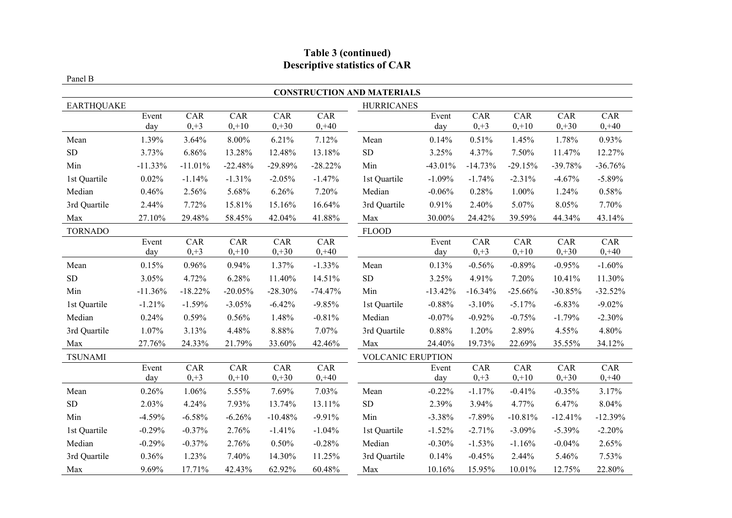**Table 3 (continued)**
**Descriptive statistics of CAR**

Panel B

**CONSTRUCTION AND MATERIALS**

| EARTHQUAKE | Event day | CAR 0,+3 | CAR 0,+10 | CAR 0,+30 | CAR 0,+40 | HURRICANES | Event day | CAR 0,+3 | CAR 0,+10 | CAR 0,+30 | CAR 0,+40 |
|---|---|---|---|---|---|---|---|---|---|---|---|
| Mean | 1.39% | 3.64% | 8.00% | 6.21% | 7.12% | Mean | 0.14% | 0.51% | 1.45% | 1.78% | 0.93% |
| SD | 3.73% | 6.86% | 13.28% | 12.48% | 13.18% | SD | 3.25% | 4.37% | 7.50% | 11.47% | 12.27% |
| Min | -11.33% | -11.01% | -22.48% | -29.89% | -28.22% | Min | -43.01% | -14.73% | -29.15% | -39.78% | -36.76% |
| 1st Quartile | 0.02% | -1.14% | -1.31% | -2.05% | -1.47% | 1st Quartile | -1.09% | -1.74% | -2.31% | -4.67% | -5.89% |
| Median | 0.46% | 2.56% | 5.68% | 6.26% | 7.20% | Median | -0.06% | 0.28% | 1.00% | 1.24% | 0.58% |
| 3rd Quartile | 2.44% | 7.72% | 15.81% | 15.16% | 16.64% | 3rd Quartile | 0.91% | 2.40% | 5.07% | 8.05% | 7.70% |
| Max | 27.10% | 29.48% | 58.45% | 42.04% | 41.88% | Max | 30.00% | 24.42% | 39.59% | 44.34% | 43.14% |

| TORNADO | Event day | CAR 0,+3 | CAR 0,+10 | CAR 0,+30 | CAR 0,+40 | FLOOD | Event day | CAR 0,+3 | CAR 0,+10 | CAR 0,+30 | CAR 0,+40 |
|---|---|---|---|---|---|---|---|---|---|---|---|
| Mean | 0.15% | 0.96% | 0.94% | 1.37% | -1.33% | Mean | 0.13% | -0.56% | -0.89% | -0.95% | -1.60% |
| SD | 3.05% | 4.72% | 6.28% | 11.40% | 14.51% | SD | 3.25% | 4.91% | 7.20% | 10.41% | 11.30% |
| Min | -11.36% | -18.22% | -20.05% | -28.30% | -74.47% | Min | -13.42% | -16.34% | -25.66% | -30.85% | -32.52% |
| 1st Quartile | -1.21% | -1.59% | -3.05% | -6.42% | -9.85% | 1st Quartile | -0.88% | -3.10% | -5.17% | -6.83% | -9.02% |
| Median | 0.24% | 0.59% | 0.56% | 1.48% | -0.81% | Median | -0.07% | -0.92% | -0.75% | -1.79% | -2.30% |
| 3rd Quartile | 1.07% | 3.13% | 4.48% | 8.88% | 7.07% | 3rd Quartile | 0.88% | 1.20% | 2.89% | 4.55% | 4.80% |
| Max | 27.76% | 24.33% | 21.79% | 33.60% | 42.46% | Max | 24.40% | 19.73% | 22.69% | 35.55% | 34.12% |

| TSUNAMI | Event day | CAR 0,+3 | CAR 0,+10 | CAR 0,+30 | CAR 0,+40 | VOLCANIC ERUPTION | Event day | CAR 0,+3 | CAR 0,+10 | CAR 0,+30 | CAR 0,+40 |
|---|---|---|---|---|---|---|---|---|---|---|---|
| Mean | 0.26% | 1.06% | 5.55% | 7.69% | 7.03% | Mean | -0.22% | -1.17% | -0.41% | -0.35% | 3.17% |
| SD | 2.03% | 4.24% | 7.93% | 13.74% | 13.11% | SD | 2.39% | 3.94% | 4.77% | 6.47% | 8.04% |
| Min | -4.59% | -6.58% | -6.26% | -10.48% | -9.91% | Min | -3.38% | -7.89% | -10.81% | -12.41% | -12.39% |
| 1st Quartile | -0.29% | -0.37% | 2.76% | -1.41% | -1.04% | 1st Quartile | -1.52% | -2.71% | -3.09% | -5.39% | -2.20% |
| Median | -0.29% | -0.37% | 2.76% | 0.50% | -0.28% | Median | -0.30% | -1.53% | -1.16% | -0.04% | 2.65% |
| 3rd Quartile | 0.36% | 1.23% | 7.40% | 14.30% | 11.25% | 3rd Quartile | 0.14% | -0.45% | 2.44% | 5.46% | 7.53% |
| Max | 9.69% | 17.71% | 42.43% | 62.92% | 60.48% | Max | 10.16% | 15.95% | 10.01% | 12.75% | 22.80% |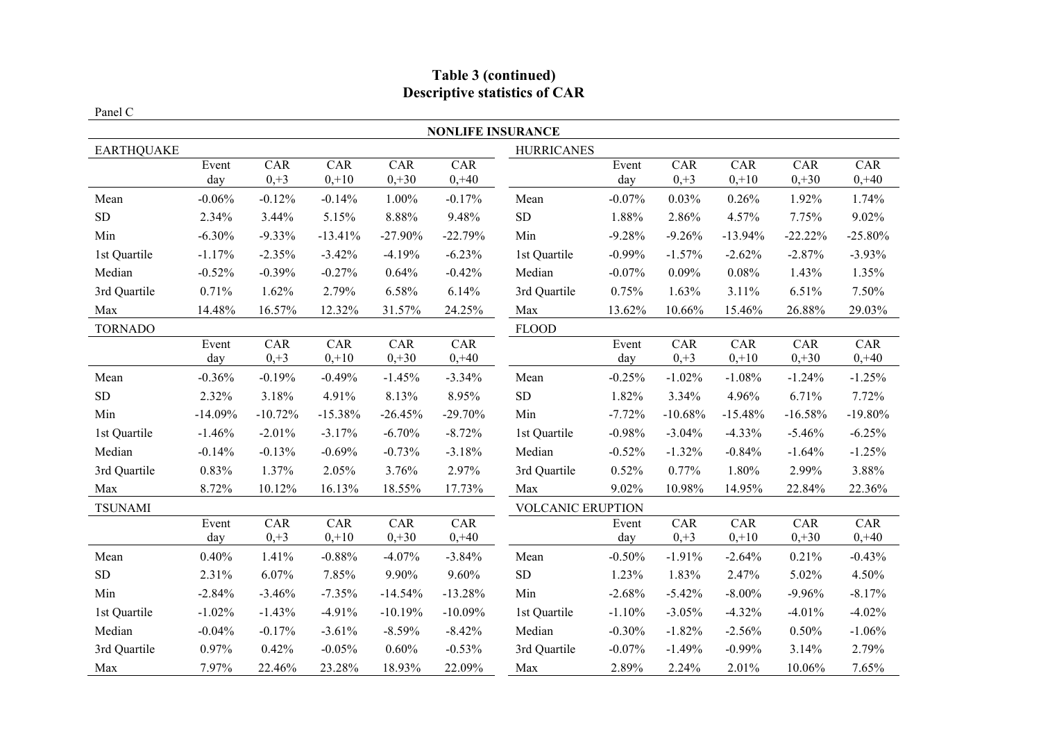# Table 3 (continued)
# Descriptive statistics of CAR

Panel C

**NONLIFE INSURANCE**

EARTHQUAKE

| | Event day | CAR 0,+3 | CAR 0,+10 | CAR 0,+30 | CAR 0,+40 |
|---|---|---|---|---|---|
| Mean | -0.06% | -0.12% | -0.14% | 1.00% | -0.17% |
| SD | 2.34% | 3.44% | 5.15% | 8.88% | 9.48% |
| Min | -6.30% | -9.33% | -13.41% | -27.90% | -22.79% |
| 1st Quartile | -1.17% | -2.35% | -3.42% | -4.19% | -6.23% |
| Median | -0.52% | -0.39% | -0.27% | 0.64% | -0.42% |
| 3rd Quartile | 0.71% | 1.62% | 2.79% | 6.58% | 6.14% |
| Max | 14.48% | 16.57% | 12.32% | 31.57% | 24.25% |

HURRICANES

| | Event day | CAR 0,+3 | CAR 0,+10 | CAR 0,+30 | CAR 0,+40 |
|---|---|---|---|---|---|
| Mean | -0.07% | 0.03% | 0.26% | 1.92% | 1.74% |
| SD | 1.88% | 2.86% | 4.57% | 7.75% | 9.02% |
| Min | -9.28% | -9.26% | -13.94% | -22.22% | -25.80% |
| 1st Quartile | -0.99% | -1.57% | -2.62% | -2.87% | -3.93% |
| Median | -0.07% | 0.09% | 0.08% | 1.43% | 1.35% |
| 3rd Quartile | 0.75% | 1.63% | 3.11% | 6.51% | 7.50% |
| Max | 13.62% | 10.66% | 15.46% | 26.88% | 29.03% |

TORNADO

| | Event day | CAR 0,+3 | CAR 0,+10 | CAR 0,+30 | CAR 0,+40 |
|---|---|---|---|---|---|
| Mean | -0.36% | -0.19% | -0.49% | -1.45% | -3.34% |
| SD | 2.32% | 3.18% | 4.91% | 8.13% | 8.95% |
| Min | -14.09% | -10.72% | -15.38% | -26.45% | -29.70% |
| 1st Quartile | -1.46% | -2.01% | -3.17% | -6.70% | -8.72% |
| Median | -0.14% | -0.13% | -0.69% | -0.73% | -3.18% |
| 3rd Quartile | 0.83% | 1.37% | 2.05% | 3.76% | 2.97% |
| Max | 8.72% | 10.12% | 16.13% | 18.55% | 17.73% |

FLOOD

| | Event day | CAR 0,+3 | CAR 0,+10 | CAR 0,+30 | CAR 0,+40 |
|---|---|---|---|---|---|
| Mean | -0.25% | -1.02% | -1.08% | -1.24% | -1.25% |
| SD | 1.82% | 3.34% | 4.96% | 6.71% | 7.72% |
| Min | -7.72% | -10.68% | -15.48% | -16.58% | -19.80% |
| 1st Quartile | -0.98% | -3.04% | -4.33% | -5.46% | -6.25% |
| Median | -0.52% | -1.32% | -0.84% | -1.64% | -1.25% |
| 3rd Quartile | 0.52% | 0.77% | 1.80% | 2.99% | 3.88% |
| Max | 9.02% | 10.98% | 14.95% | 22.84% | 22.36% |

TSUNAMI

| | Event day | CAR 0,+3 | CAR 0,+10 | CAR 0,+30 | CAR 0,+40 |
|---|---|---|---|---|---|
| Mean | 0.40% | 1.41% | -0.88% | -4.07% | -3.84% |
| SD | 2.31% | 6.07% | 7.85% | 9.90% | 9.60% |
| Min | -2.84% | -3.46% | -7.35% | -14.54% | -13.28% |
| 1st Quartile | -1.02% | -1.43% | -4.91% | -10.19% | -10.09% |
| Median | -0.04% | -0.17% | -3.61% | -8.59% | -8.42% |
| 3rd Quartile | 0.97% | 0.42% | -0.05% | 0.60% | -0.53% |
| Max | 7.97% | 22.46% | 23.28% | 18.93% | 22.09% |

VOLCANIC ERUPTION

| | Event day | CAR 0,+3 | CAR 0,+10 | CAR 0,+30 | CAR 0,+40 |
|---|---|---|---|---|---|
| Mean | -0.50% | -1.91% | -2.64% | 0.21% | -0.43% |
| SD | 1.23% | 1.83% | 2.47% | 5.02% | 4.50% |
| Min | -2.68% | -5.42% | -8.00% | -9.96% | -8.17% |
| 1st Quartile | -1.10% | -3.05% | -4.32% | -4.01% | -4.02% |
| Median | -0.30% | -1.82% | -2.56% | 0.50% | -1.06% |
| 3rd Quartile | -0.07% | -1.49% | -0.99% | 3.14% | 2.79% |
| Max | 2.89% | 2.24% | 2.01% | 10.06% | 7.65% |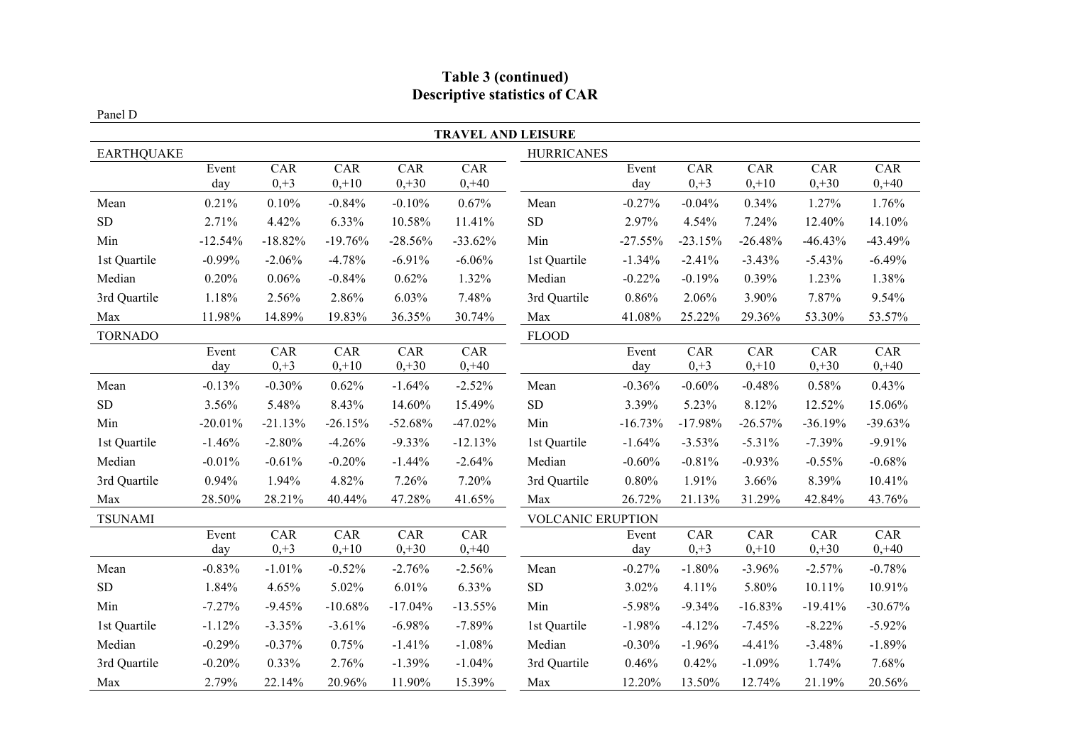**Table 3 (continued)**
**Descriptive statistics of CAR**

Panel D

**TRAVEL AND LEISURE**

| EARTHQUAKE | Event day | CAR 0,+3 | CAR 0,+10 | CAR 0,+30 | CAR 0,+40 | HURRICANES | Event day | CAR 0,+3 | CAR 0,+10 | CAR 0,+30 | CAR 0,+40 |
|---|---|---|---|---|---|---|---|---|---|---|---|
| Mean | 0.21% | 0.10% | -0.84% | -0.10% | 0.67% | Mean | -0.27% | -0.04% | 0.34% | 1.27% | 1.76% |
| SD | 2.71% | 4.42% | 6.33% | 10.58% | 11.41% | SD | 2.97% | 4.54% | 7.24% | 12.40% | 14.10% |
| Min | -12.54% | -18.82% | -19.76% | -28.56% | -33.62% | Min | -27.55% | -23.15% | -26.48% | -46.43% | -43.49% |
| 1st Quartile | -0.99% | -2.06% | -4.78% | -6.91% | -6.06% | 1st Quartile | -1.34% | -2.41% | -3.43% | -5.43% | -6.49% |
| Median | 0.20% | 0.06% | -0.84% | 0.62% | 1.32% | Median | -0.22% | -0.19% | 0.39% | 1.23% | 1.38% |
| 3rd Quartile | 1.18% | 2.56% | 2.86% | 6.03% | 7.48% | 3rd Quartile | 0.86% | 2.06% | 3.90% | 7.87% | 9.54% |
| Max | 11.98% | 14.89% | 19.83% | 36.35% | 30.74% | Max | 41.08% | 25.22% | 29.36% | 53.30% | 53.57% |

| TORNADO | Event day | CAR 0,+3 | CAR 0,+10 | CAR 0,+30 | CAR 0,+40 | FLOOD | Event day | CAR 0,+3 | CAR 0,+10 | CAR 0,+30 | CAR 0,+40 |
|---|---|---|---|---|---|---|---|---|---|---|---|
| Mean | -0.13% | -0.30% | 0.62% | -1.64% | -2.52% | Mean | -0.36% | -0.60% | -0.48% | 0.58% | 0.43% |
| SD | 3.56% | 5.48% | 8.43% | 14.60% | 15.49% | SD | 3.39% | 5.23% | 8.12% | 12.52% | 15.06% |
| Min | -20.01% | -21.13% | -26.15% | -52.68% | -47.02% | Min | -16.73% | -17.98% | -26.57% | -36.19% | -39.63% |
| 1st Quartile | -1.46% | -2.80% | -4.26% | -9.33% | -12.13% | 1st Quartile | -1.64% | -3.53% | -5.31% | -7.39% | -9.91% |
| Median | -0.01% | -0.61% | -0.20% | -1.44% | -2.64% | Median | -0.60% | -0.81% | -0.93% | -0.55% | -0.68% |
| 3rd Quartile | 0.94% | 1.94% | 4.82% | 7.26% | 7.20% | 3rd Quartile | 0.80% | 1.91% | 3.66% | 8.39% | 10.41% |
| Max | 28.50% | 28.21% | 40.44% | 47.28% | 41.65% | Max | 26.72% | 21.13% | 31.29% | 42.84% | 43.76% |

| TSUNAMI | Event day | CAR 0,+3 | CAR 0,+10 | CAR 0,+30 | CAR 0,+40 | VOLCANIC ERUPTION | Event day | CAR 0,+3 | CAR 0,+10 | CAR 0,+30 | CAR 0,+40 |
|---|---|---|---|---|---|---|---|---|---|---|---|
| Mean | -0.83% | -1.01% | -0.52% | -2.76% | -2.56% | Mean | -0.27% | -1.80% | -3.96% | -2.57% | -0.78% |
| SD | 1.84% | 4.65% | 5.02% | 6.01% | 6.33% | SD | 3.02% | 4.11% | 5.80% | 10.11% | 10.91% |
| Min | -7.27% | -9.45% | -10.68% | -17.04% | -13.55% | Min | -5.98% | -9.34% | -16.83% | -19.41% | -30.67% |
| 1st Quartile | -1.12% | -3.35% | -3.61% | -6.98% | -7.89% | 1st Quartile | -1.98% | -4.12% | -7.45% | -8.22% | -5.92% |
| Median | -0.29% | -0.37% | 0.75% | -1.41% | -1.08% | Median | -0.30% | -1.96% | -4.41% | -3.48% | -1.89% |
| 3rd Quartile | -0.20% | 0.33% | 2.76% | -1.39% | -1.04% | 3rd Quartile | 0.46% | 0.42% | -1.09% | 1.74% | 7.68% |
| Max | 2.79% | 22.14% | 20.96% | 11.90% | 15.39% | Max | 12.20% | 13.50% | 12.74% | 21.19% | 20.56% |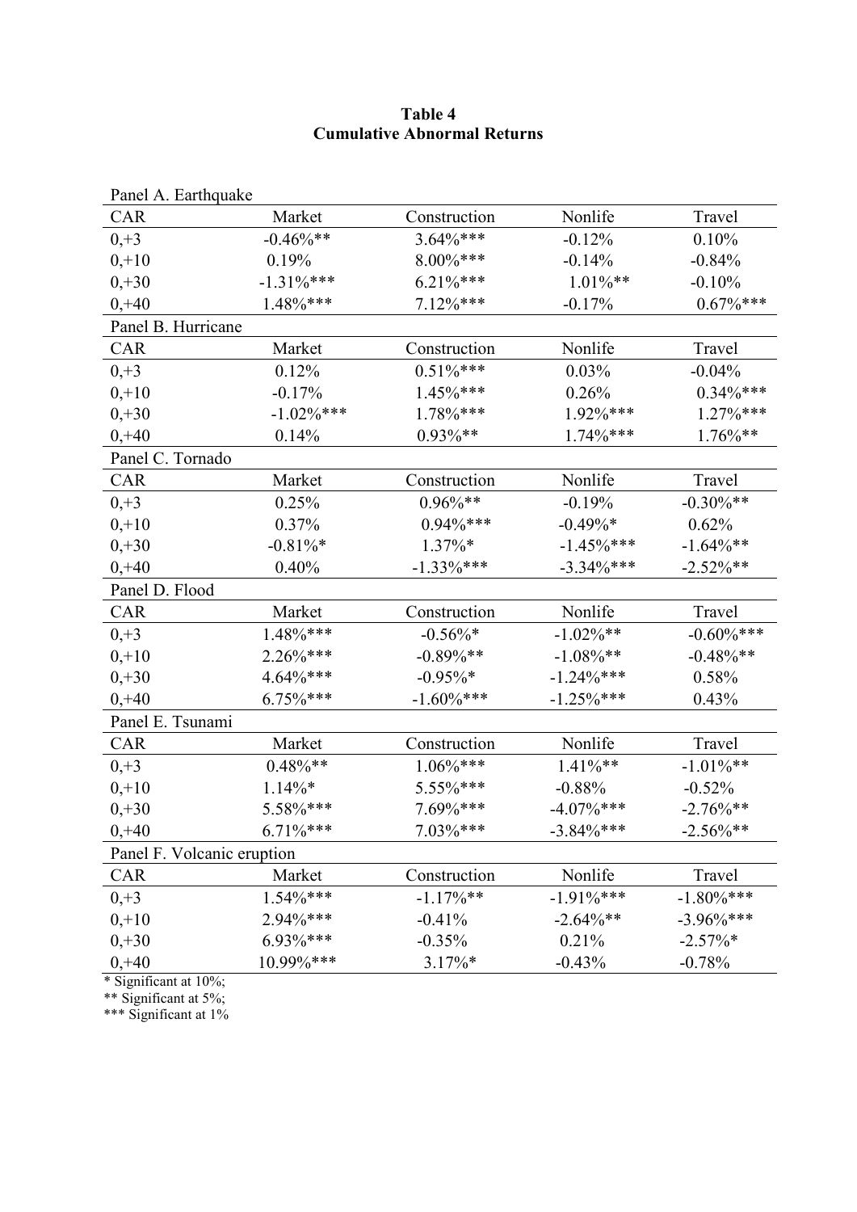**Table 4**
**Cumulative Abnormal Returns**

Panel A. Earthquake

| CAR | Market | Construction | Nonlife | Travel |
|---|---|---|---|---|
| 0,+3 | -0.46%** | 3.64%*** | -0.12% | 0.10% |
| 0,+10 | 0.19% | 8.00%*** | -0.14% | -0.84% |
| 0,+30 | -1.31%*** | 6.21%*** | 1.01%** | -0.10% |
| 0,+40 | 1.48%*** | 7.12%*** | -0.17% | 0.67%*** |

Panel B. Hurricane

| CAR | Market | Construction | Nonlife | Travel |
|---|---|---|---|---|
| 0,+3 | 0.12% | 0.51%*** | 0.03% | -0.04% |
| 0,+10 | -0.17% | 1.45%*** | 0.26% | 0.34%*** |
| 0,+30 | -1.02%*** | 1.78%*** | 1.92%*** | 1.27%*** |
| 0,+40 | 0.14% | 0.93%** | 1.74%*** | 1.76%** |

Panel C. Tornado

| CAR | Market | Construction | Nonlife | Travel |
|---|---|---|---|---|
| 0,+3 | 0.25% | 0.96%** | -0.19% | -0.30%** |
| 0,+10 | 0.37% | 0.94%*** | -0.49%* | 0.62% |
| 0,+30 | -0.81%* | 1.37%* | -1.45%*** | -1.64%** |
| 0,+40 | 0.40% | -1.33%*** | -3.34%*** | -2.52%** |

Panel D. Flood

| CAR | Market | Construction | Nonlife | Travel |
|---|---|---|---|---|
| 0,+3 | 1.48%*** | -0.56%* | -1.02%** | -0.60%*** |
| 0,+10 | 2.26%*** | -0.89%** | -1.08%** | -0.48%** |
| 0,+30 | 4.64%*** | -0.95%* | -1.24%*** | 0.58% |
| 0,+40 | 6.75%*** | -1.60%*** | -1.25%*** | 0.43% |

Panel E. Tsunami

| CAR | Market | Construction | Nonlife | Travel |
|---|---|---|---|---|
| 0,+3 | 0.48%** | 1.06%*** | 1.41%** | -1.01%** |
| 0,+10 | 1.14%* | 5.55%*** | -0.88% | -0.52% |
| 0,+30 | 5.58%*** | 7.69%*** | -4.07%*** | -2.76%** |
| 0,+40 | 6.71%*** | 7.03%*** | -3.84%*** | -2.56%** |

Panel F. Volcanic eruption

| CAR | Market | Construction | Nonlife | Travel |
|---|---|---|---|---|
| 0,+3 | 1.54%*** | -1.17%** | -1.91%*** | -1.80%*** |
| 0,+10 | 2.94%*** | -0.41% | -2.64%** | -3.96%*** |
| 0,+30 | 6.93%*** | -0.35% | 0.21% | -2.57%* |
| 0,+40 | 10.99%*** | 3.17%* | -0.43% | -0.78% |

\* Significant at 10%;
** Significant at 5%;
*** Significant at 1%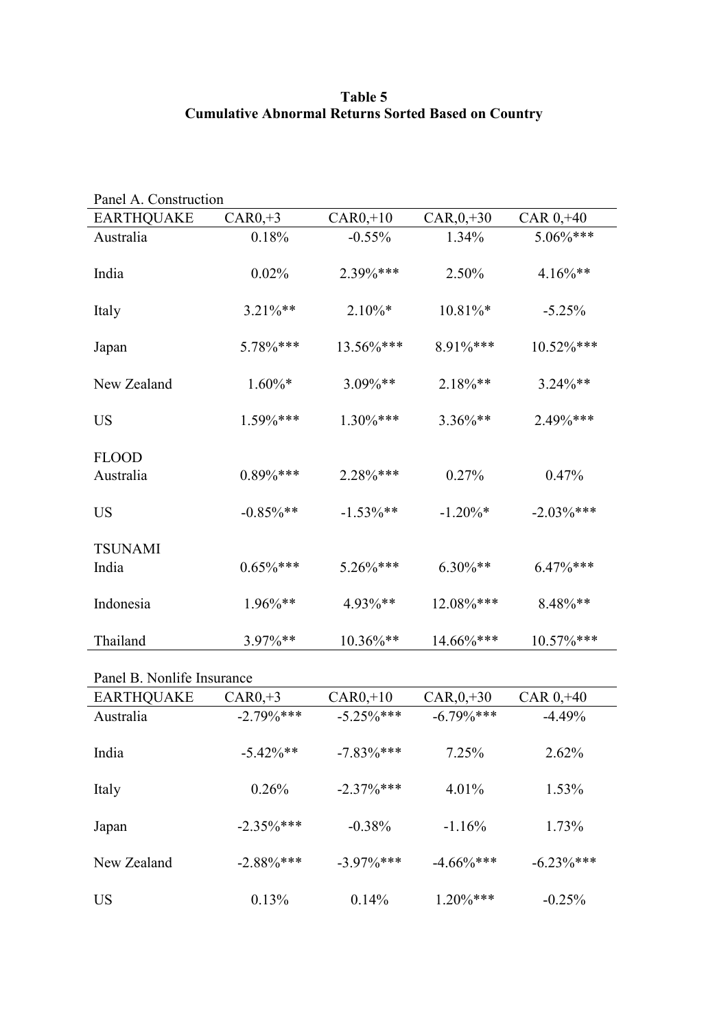**Table 5**
**Cumulative Abnormal Returns Sorted Based on Country**

Panel A. Construction

| EARTHQUAKE | CAR0,+3 | CAR0,+10 | CAR,0,+30 | CAR 0,+40 |
|---|---|---|---|---|
| Australia | 0.18% | -0.55% | 1.34% | 5.06%*** |
| India | 0.02% | 2.39%*** | 2.50% | 4.16%** |
| Italy | 3.21%** | 2.10%* | 10.81%* | -5.25% |
| Japan | 5.78%*** | 13.56%*** | 8.91%*** | 10.52%*** |
| New Zealand | 1.60%* | 3.09%** | 2.18%** | 3.24%** |
| US | 1.59%*** | 1.30%*** | 3.36%** | 2.49%*** |
| FLOOD | | | | |
| Australia | 0.89%*** | 2.28%*** | 0.27% | 0.47% |
| US | -0.85%** | -1.53%** | -1.20%* | -2.03%*** |
| TSUNAMI | | | | |
| India | 0.65%*** | 5.26%*** | 6.30%** | 6.47%*** |
| Indonesia | 1.96%** | 4.93%** | 12.08%*** | 8.48%** |
| Thailand | 3.97%** | 10.36%** | 14.66%*** | 10.57%*** |

Panel B. Nonlife Insurance

| EARTHQUAKE | CAR0,+3 | CAR0,+10 | CAR,0,+30 | CAR 0,+40 |
|---|---|---|---|---|
| Australia | -2.79%*** | -5.25%*** | -6.79%*** | -4.49% |
| India | -5.42%** | -7.83%*** | 7.25% | 2.62% |
| Italy | 0.26% | -2.37%*** | 4.01% | 1.53% |
| Japan | -2.35%*** | -0.38% | -1.16% | 1.73% |
| New Zealand | -2.88%*** | -3.97%*** | -4.66%*** | -6.23%*** |
| US | 0.13% | 0.14% | 1.20%*** | -0.25% |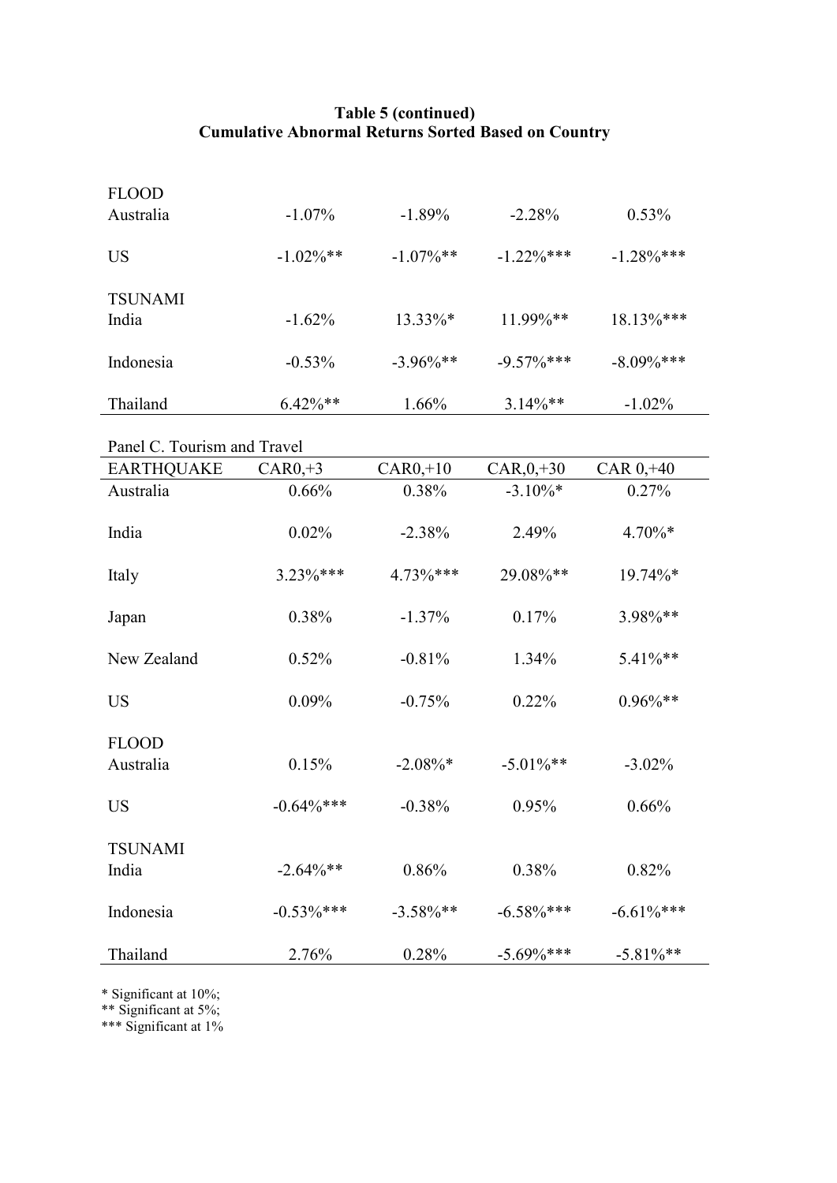**Table 5 (continued)**
**Cumulative Abnormal Returns Sorted Based on Country**

| | | | | |
|---|---|---|---|---|
| FLOOD | | | | |
| Australia | -1.07% | -1.89% | -2.28% | 0.53% |
| US | -1.02%** | -1.07%** | -1.22%*** | -1.28%*** |
| TSUNAMI | | | | |
| India | -1.62% | 13.33%* | 11.99%** | 18.13%*** |
| Indonesia | -0.53% | -3.96%** | -9.57%*** | -8.09%*** |
| Thailand | 6.42%** | 1.66% | 3.14%** | -1.02% |

Panel C. Tourism and Travel

| EARTHQUAKE | CAR0,+3 | CAR0,+10 | CAR,0,+30 | CAR 0,+40 |
|---|---|---|---|---|
| Australia | 0.66% | 0.38% | -3.10%* | 0.27% |
| India | 0.02% | -2.38% | 2.49% | 4.70%* |
| Italy | 3.23%*** | 4.73%*** | 29.08%** | 19.74%* |
| Japan | 0.38% | -1.37% | 0.17% | 3.98%** |
| New Zealand | 0.52% | -0.81% | 1.34% | 5.41%** |
| US | 0.09% | -0.75% | 0.22% | 0.96%** |
| FLOOD | | | | |
| Australia | 0.15% | -2.08%* | -5.01%** | -3.02% |
| US | -0.64%*** | -0.38% | 0.95% | 0.66% |
| TSUNAMI | | | | |
| India | -2.64%** | 0.86% | 0.38% | 0.82% |
| Indonesia | -0.53%*** | -3.58%** | -6.58%*** | -6.61%*** |
| Thailand | 2.76% | 0.28% | -5.69%*** | -5.81%** |

* Significant at 10%;
** Significant at 5%;
*** Significant at 1%